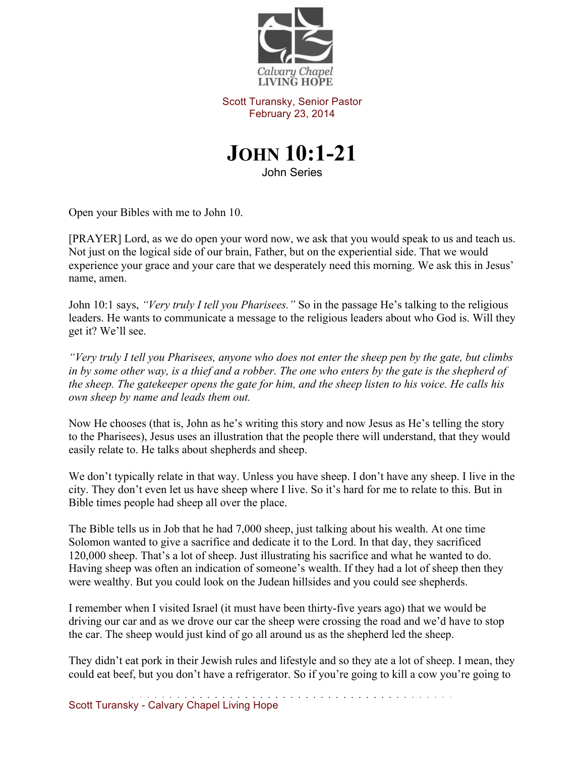Calvary Chapel LIVING HOPE

Scott Turansky, Senior Pastor
February 23, 2014

# JOHN 10:1-21

John Series

Open your Bibles with me to John 10.

[PRAYER] Lord, as we do open your word now, we ask that you would speak to us and teach us. Not just on the logical side of our brain, Father, but on the experiential side. That we would experience your grace and your care that we desperately need this morning. We ask this in Jesus' name, amen.

John 10:1 says, *"Very truly I tell you Pharisees."* So in the passage He's talking to the religious leaders. He wants to communicate a message to the religious leaders about who God is. Will they get it? We'll see.

*"Very truly I tell you Pharisees, anyone who does not enter the sheep pen by the gate, but climbs in by some other way, is a thief and a robber. The one who enters by the gate is the shepherd of the sheep. The gatekeeper opens the gate for him, and the sheep listen to his voice. He calls his own sheep by name and leads them out.*

Now He chooses (that is, John as he's writing this story and now Jesus as He's telling the story to the Pharisees), Jesus uses an illustration that the people there will understand, that they would easily relate to. He talks about shepherds and sheep.

We don't typically relate in that way. Unless you have sheep. I don't have any sheep. I live in the city. They don't even let us have sheep where I live. So it's hard for me to relate to this. But in Bible times people had sheep all over the place.

The Bible tells us in Job that he had 7,000 sheep, just talking about his wealth. At one time Solomon wanted to give a sacrifice and dedicate it to the Lord. In that day, they sacrificed 120,000 sheep. That's a lot of sheep. Just illustrating his sacrifice and what he wanted to do. Having sheep was often an indication of someone's wealth. If they had a lot of sheep then they were wealthy. But you could look on the Judean hillsides and you could see shepherds.

I remember when I visited Israel (it must have been thirty-five years ago) that we would be driving our car and as we drove our car the sheep were crossing the road and we'd have to stop the car. The sheep would just kind of go all around us as the shepherd led the sheep.

They didn't eat pork in their Jewish rules and lifestyle and so they ate a lot of sheep. I mean, they could eat beef, but you don't have a refrigerator. So if you're going to kill a cow you're going to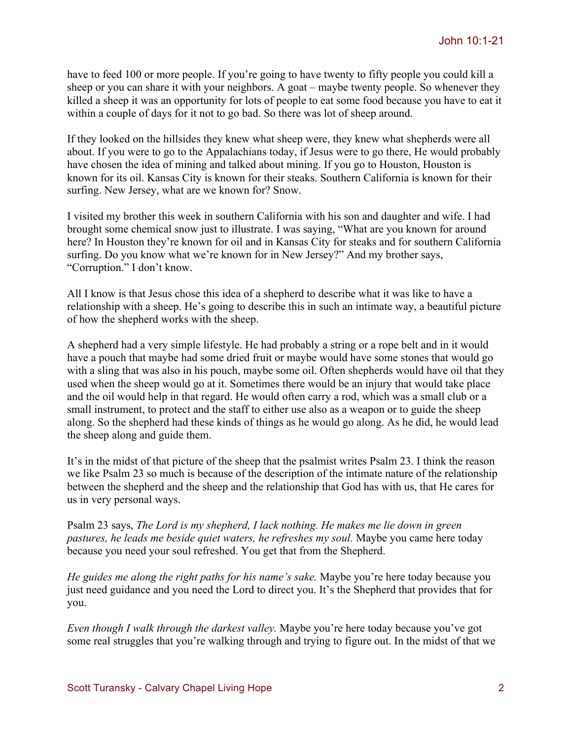have to feed 100 or more people. If you're going to have twenty to fifty people you could kill a sheep or you can share it with your neighbors. A goat – maybe twenty people. So whenever they killed a sheep it was an opportunity for lots of people to eat some food because you have to eat it within a couple of days for it not to go bad. So there was lot of sheep around.

If they looked on the hillsides they knew what sheep were, they knew what shepherds were all about. If you were to go to the Appalachians today, if Jesus were to go there, He would probably have chosen the idea of mining and talked about mining. If you go to Houston, Houston is known for its oil. Kansas City is known for their steaks. Southern California is known for their surfing. New Jersey, what are we known for? Snow.

I visited my brother this week in southern California with his son and daughter and wife. I had brought some chemical snow just to illustrate. I was saying, "What are you known for around here? In Houston they're known for oil and in Kansas City for steaks and for southern California surfing. Do you know what we're known for in New Jersey?" And my brother says, "Corruption." I don't know.

All I know is that Jesus chose this idea of a shepherd to describe what it was like to have a relationship with a sheep. He's going to describe this in such an intimate way, a beautiful picture of how the shepherd works with the sheep.

A shepherd had a very simple lifestyle. He had probably a string or a rope belt and in it would have a pouch that maybe had some dried fruit or maybe would have some stones that would go with a sling that was also in his pouch, maybe some oil. Often shepherds would have oil that they used when the sheep would go at it. Sometimes there would be an injury that would take place and the oil would help in that regard. He would often carry a rod, which was a small club or a small instrument, to protect and the staff to either use also as a weapon or to guide the sheep along. So the shepherd had these kinds of things as he would go along. As he did, he would lead the sheep along and guide them.

It's in the midst of that picture of the sheep that the psalmist writes Psalm 23. I think the reason we like Psalm 23 so much is because of the description of the intimate nature of the relationship between the shepherd and the sheep and the relationship that God has with us, that He cares for us in very personal ways.

Psalm 23 says, *The Lord is my shepherd, I lack nothing. He makes me lie down in green pastures, he leads me beside quiet waters, he refreshes my soul.* Maybe you came here today because you need your soul refreshed. You get that from the Shepherd.

*He guides me along the right paths for his name's sake.* Maybe you're here today because you just need guidance and you need the Lord to direct you. It's the Shepherd that provides that for you.

*Even though I walk through the darkest valley.* Maybe you're here today because you've got some real struggles that you're walking through and trying to figure out. In the midst of that we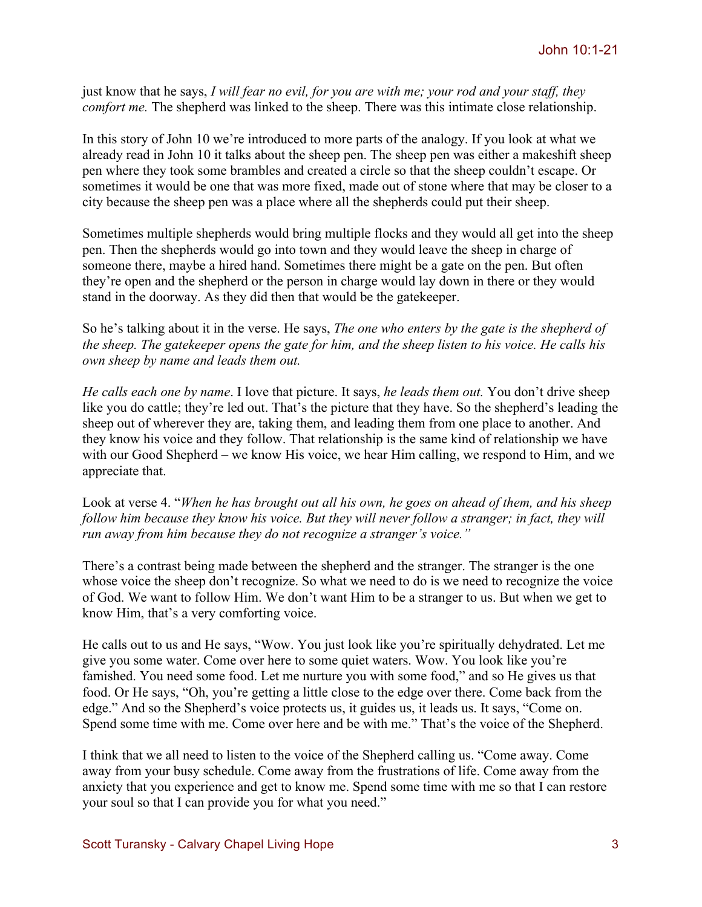just know that he says, *I will fear no evil, for you are with me; your rod and your staff, they comfort me.* The shepherd was linked to the sheep. There was this intimate close relationship.

In this story of John 10 we're introduced to more parts of the analogy. If you look at what we already read in John 10 it talks about the sheep pen. The sheep pen was either a makeshift sheep pen where they took some brambles and created a circle so that the sheep couldn't escape. Or sometimes it would be one that was more fixed, made out of stone where that may be closer to a city because the sheep pen was a place where all the shepherds could put their sheep.

Sometimes multiple shepherds would bring multiple flocks and they would all get into the sheep pen. Then the shepherds would go into town and they would leave the sheep in charge of someone there, maybe a hired hand. Sometimes there might be a gate on the pen. But often they're open and the shepherd or the person in charge would lay down in there or they would stand in the doorway. As they did then that would be the gatekeeper.

So he's talking about it in the verse. He says, *The one who enters by the gate is the shepherd of the sheep. The gatekeeper opens the gate for him, and the sheep listen to his voice. He calls his own sheep by name and leads them out.*

*He calls each one by name*. I love that picture. It says, *he leads them out.* You don't drive sheep like you do cattle; they're led out. That's the picture that they have. So the shepherd's leading the sheep out of wherever they are, taking them, and leading them from one place to another. And they know his voice and they follow. That relationship is the same kind of relationship we have with our Good Shepherd – we know His voice, we hear Him calling, we respond to Him, and we appreciate that.

Look at verse 4. "*When he has brought out all his own, he goes on ahead of them, and his sheep follow him because they know his voice. But they will never follow a stranger; in fact, they will run away from him because they do not recognize a stranger's voice."*

There's a contrast being made between the shepherd and the stranger. The stranger is the one whose voice the sheep don't recognize. So what we need to do is we need to recognize the voice of God. We want to follow Him. We don't want Him to be a stranger to us. But when we get to know Him, that's a very comforting voice.

He calls out to us and He says, "Wow. You just look like you're spiritually dehydrated. Let me give you some water. Come over here to some quiet waters. Wow. You look like you're famished. You need some food. Let me nurture you with some food," and so He gives us that food. Or He says, "Oh, you're getting a little close to the edge over there. Come back from the edge." And so the Shepherd's voice protects us, it guides us, it leads us. It says, "Come on. Spend some time with me. Come over here and be with me." That's the voice of the Shepherd.

I think that we all need to listen to the voice of the Shepherd calling us. "Come away. Come away from your busy schedule. Come away from the frustrations of life. Come away from the anxiety that you experience and get to know me. Spend some time with me so that I can restore your soul so that I can provide you for what you need."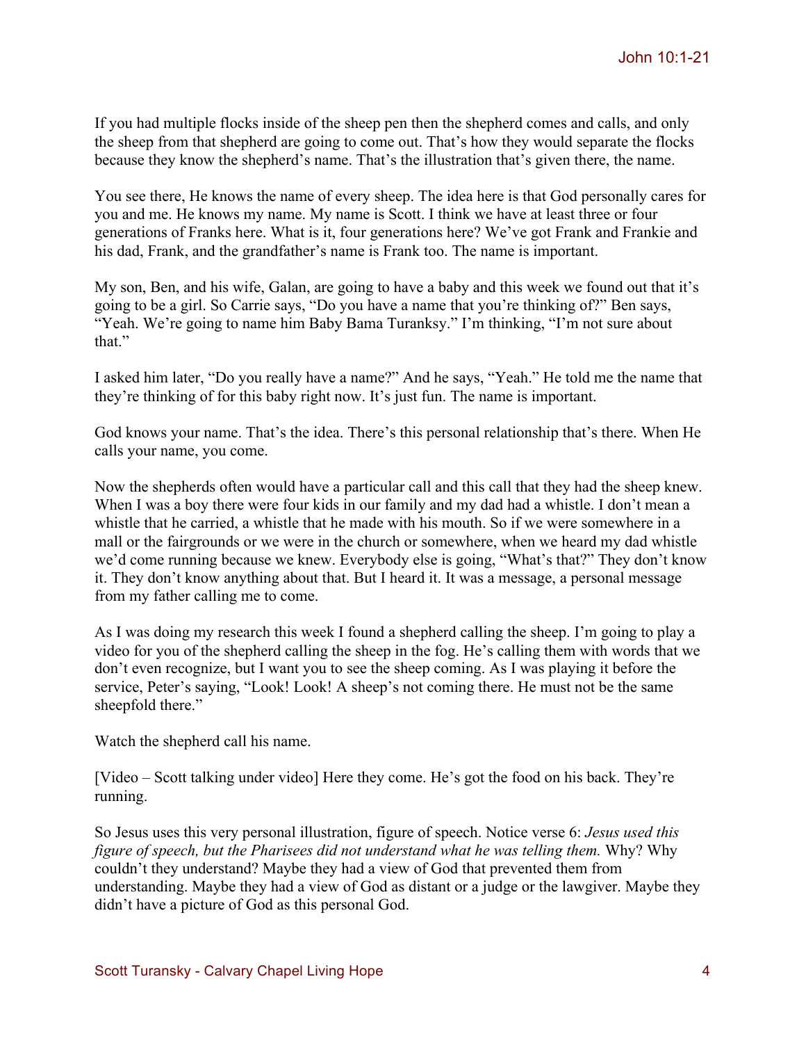If you had multiple flocks inside of the sheep pen then the shepherd comes and calls, and only the sheep from that shepherd are going to come out. That's how they would separate the flocks because they know the shepherd's name. That's the illustration that's given there, the name.

You see there, He knows the name of every sheep. The idea here is that God personally cares for you and me. He knows my name. My name is Scott. I think we have at least three or four generations of Franks here. What is it, four generations here? We've got Frank and Frankie and his dad, Frank, and the grandfather's name is Frank too. The name is important.

My son, Ben, and his wife, Galan, are going to have a baby and this week we found out that it's going to be a girl. So Carrie says, "Do you have a name that you're thinking of?" Ben says, "Yeah. We're going to name him Baby Bama Turanksy." I'm thinking, "I'm not sure about that."

I asked him later, "Do you really have a name?" And he says, "Yeah." He told me the name that they're thinking of for this baby right now. It's just fun. The name is important.

God knows your name. That's the idea. There's this personal relationship that's there. When He calls your name, you come.

Now the shepherds often would have a particular call and this call that they had the sheep knew. When I was a boy there were four kids in our family and my dad had a whistle. I don't mean a whistle that he carried, a whistle that he made with his mouth. So if we were somewhere in a mall or the fairgrounds or we were in the church or somewhere, when we heard my dad whistle we'd come running because we knew. Everybody else is going, "What's that?" They don't know it. They don't know anything about that. But I heard it. It was a message, a personal message from my father calling me to come.

As I was doing my research this week I found a shepherd calling the sheep. I'm going to play a video for you of the shepherd calling the sheep in the fog. He's calling them with words that we don't even recognize, but I want you to see the sheep coming. As I was playing it before the service, Peter's saying, "Look! Look! A sheep's not coming there. He must not be the same sheepfold there."

Watch the shepherd call his name.

[Video – Scott talking under video] Here they come. He's got the food on his back. They're running.

So Jesus uses this very personal illustration, figure of speech. Notice verse 6: *Jesus used this figure of speech, but the Pharisees did not understand what he was telling them.* Why? Why couldn't they understand? Maybe they had a view of God that prevented them from understanding. Maybe they had a view of God as distant or a judge or the lawgiver. Maybe they didn't have a picture of God as this personal God.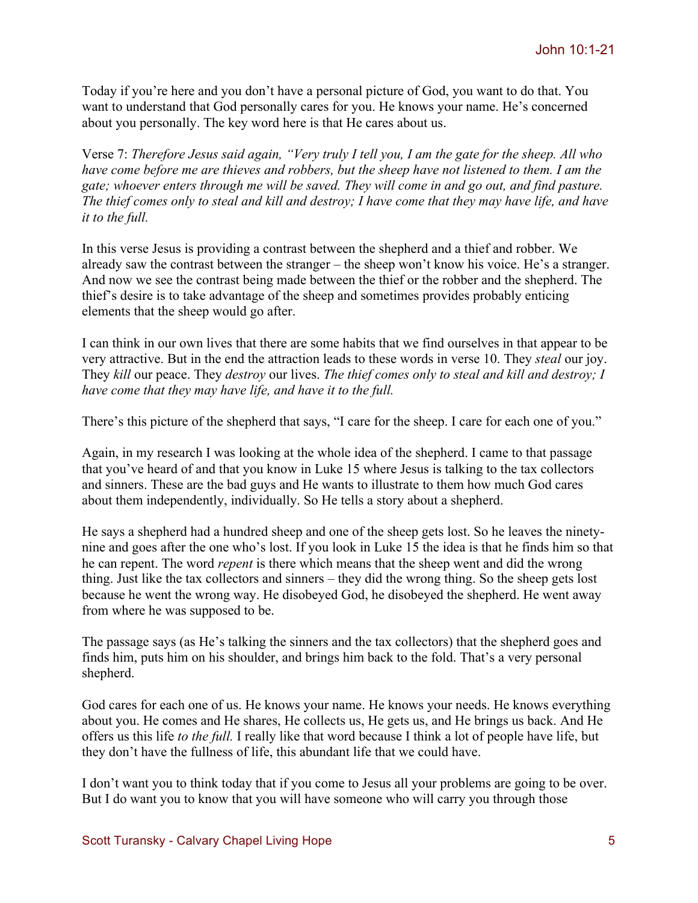Today if you're here and you don't have a personal picture of God, you want to do that. You want to understand that God personally cares for you. He knows your name. He's concerned about you personally. The key word here is that He cares about us.

Verse 7: *Therefore Jesus said again, "Very truly I tell you, I am the gate for the sheep. All who have come before me are thieves and robbers, but the sheep have not listened to them. I am the gate; whoever enters through me will be saved. They will come in and go out, and find pasture. The thief comes only to steal and kill and destroy; I have come that they may have life, and have it to the full.*

In this verse Jesus is providing a contrast between the shepherd and a thief and robber. We already saw the contrast between the stranger – the sheep won't know his voice. He's a stranger. And now we see the contrast being made between the thief or the robber and the shepherd. The thief's desire is to take advantage of the sheep and sometimes provides probably enticing elements that the sheep would go after.

I can think in our own lives that there are some habits that we find ourselves in that appear to be very attractive. But in the end the attraction leads to these words in verse 10. They *steal* our joy. They *kill* our peace. They *destroy* our lives. *The thief comes only to steal and kill and destroy; I have come that they may have life, and have it to the full.*

There's this picture of the shepherd that says, "I care for the sheep. I care for each one of you."

Again, in my research I was looking at the whole idea of the shepherd. I came to that passage that you've heard of and that you know in Luke 15 where Jesus is talking to the tax collectors and sinners. These are the bad guys and He wants to illustrate to them how much God cares about them independently, individually. So He tells a story about a shepherd.

He says a shepherd had a hundred sheep and one of the sheep gets lost. So he leaves the ninety-nine and goes after the one who's lost. If you look in Luke 15 the idea is that he finds him so that he can repent. The word *repent* is there which means that the sheep went and did the wrong thing. Just like the tax collectors and sinners – they did the wrong thing. So the sheep gets lost because he went the wrong way. He disobeyed God, he disobeyed the shepherd. He went away from where he was supposed to be.

The passage says (as He's talking the sinners and the tax collectors) that the shepherd goes and finds him, puts him on his shoulder, and brings him back to the fold. That's a very personal shepherd.

God cares for each one of us. He knows your name. He knows your needs. He knows everything about you. He comes and He shares, He collects us, He gets us, and He brings us back. And He offers us this life *to the full.* I really like that word because I think a lot of people have life, but they don't have the fullness of life, this abundant life that we could have.

I don't want you to think today that if you come to Jesus all your problems are going to be over. But I do want you to know that you will have someone who will carry you through those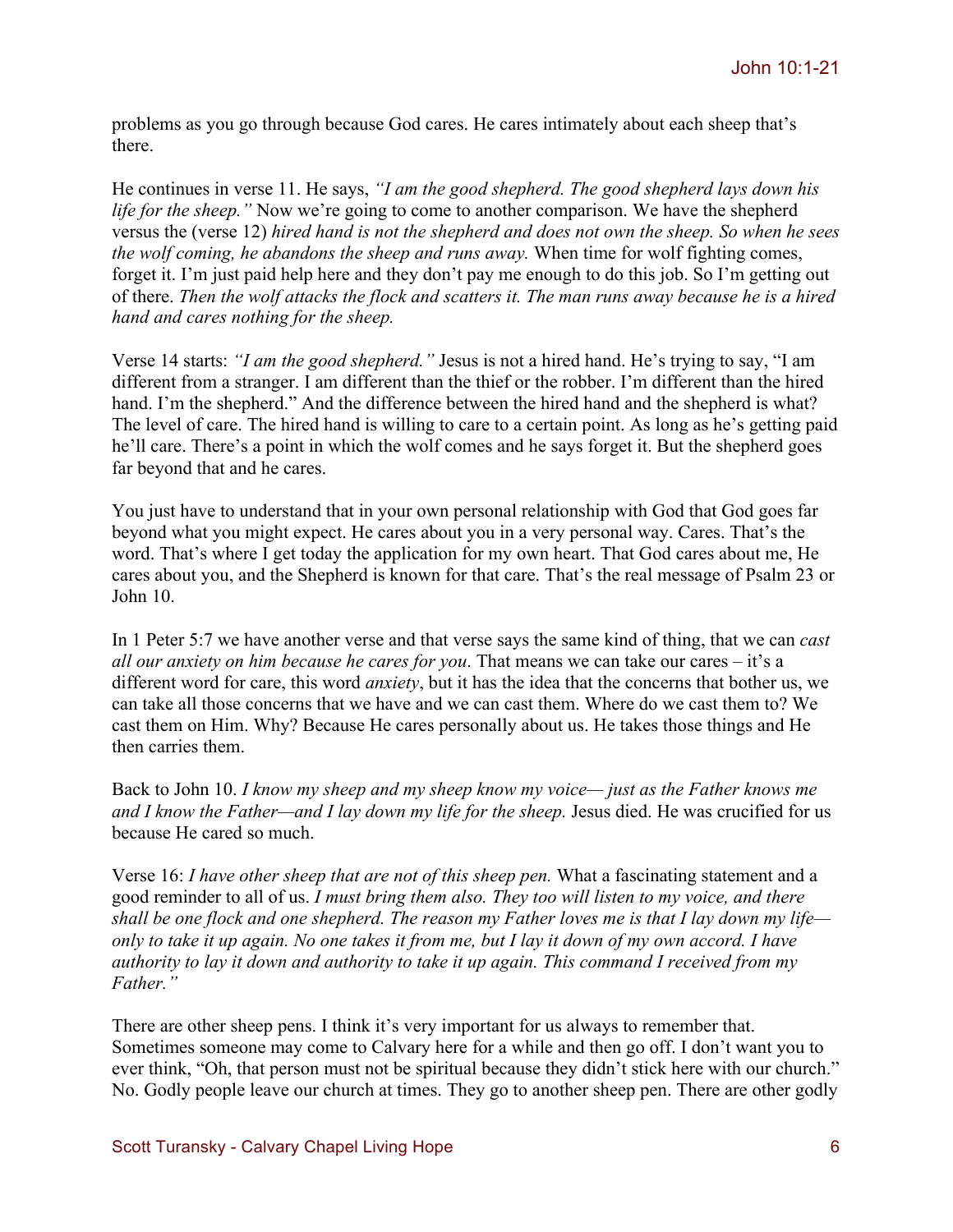problems as you go through because God cares. He cares intimately about each sheep that's there.

He continues in verse 11. He says, *"I am the good shepherd. The good shepherd lays down his life for the sheep."* Now we're going to come to another comparison. We have the shepherd versus the (verse 12) *hired hand is not the shepherd and does not own the sheep. So when he sees the wolf coming, he abandons the sheep and runs away.* When time for wolf fighting comes, forget it. I'm just paid help here and they don't pay me enough to do this job. So I'm getting out of there. *Then the wolf attacks the flock and scatters it. The man runs away because he is a hired hand and cares nothing for the sheep.*

Verse 14 starts: *"I am the good shepherd."* Jesus is not a hired hand. He's trying to say, "I am different from a stranger. I am different than the thief or the robber. I'm different than the hired hand. I'm the shepherd." And the difference between the hired hand and the shepherd is what? The level of care. The hired hand is willing to care to a certain point. As long as he's getting paid he'll care. There's a point in which the wolf comes and he says forget it. But the shepherd goes far beyond that and he cares.

You just have to understand that in your own personal relationship with God that God goes far beyond what you might expect. He cares about you in a very personal way. Cares. That's the word. That's where I get today the application for my own heart. That God cares about me, He cares about you, and the Shepherd is known for that care. That's the real message of Psalm 23 or John 10.

In 1 Peter 5:7 we have another verse and that verse says the same kind of thing, that we can *cast all our anxiety on him because he cares for you*. That means we can take our cares – it's a different word for care, this word *anxiety*, but it has the idea that the concerns that bother us, we can take all those concerns that we have and we can cast them. Where do we cast them to? We cast them on Him. Why? Because He cares personally about us. He takes those things and He then carries them.

Back to John 10. *I know my sheep and my sheep know my voice— just as the Father knows me and I know the Father—and I lay down my life for the sheep.* Jesus died. He was crucified for us because He cared so much.

Verse 16: *I have other sheep that are not of this sheep pen.* What a fascinating statement and a good reminder to all of us. *I must bring them also. They too will listen to my voice, and there shall be one flock and one shepherd. The reason my Father loves me is that I lay down my life—only to take it up again. No one takes it from me, but I lay it down of my own accord. I have authority to lay it down and authority to take it up again. This command I received from my Father."*

There are other sheep pens. I think it's very important for us always to remember that. Sometimes someone may come to Calvary here for a while and then go off. I don't want you to ever think, "Oh, that person must not be spiritual because they didn't stick here with our church." No. Godly people leave our church at times. They go to another sheep pen. There are other godly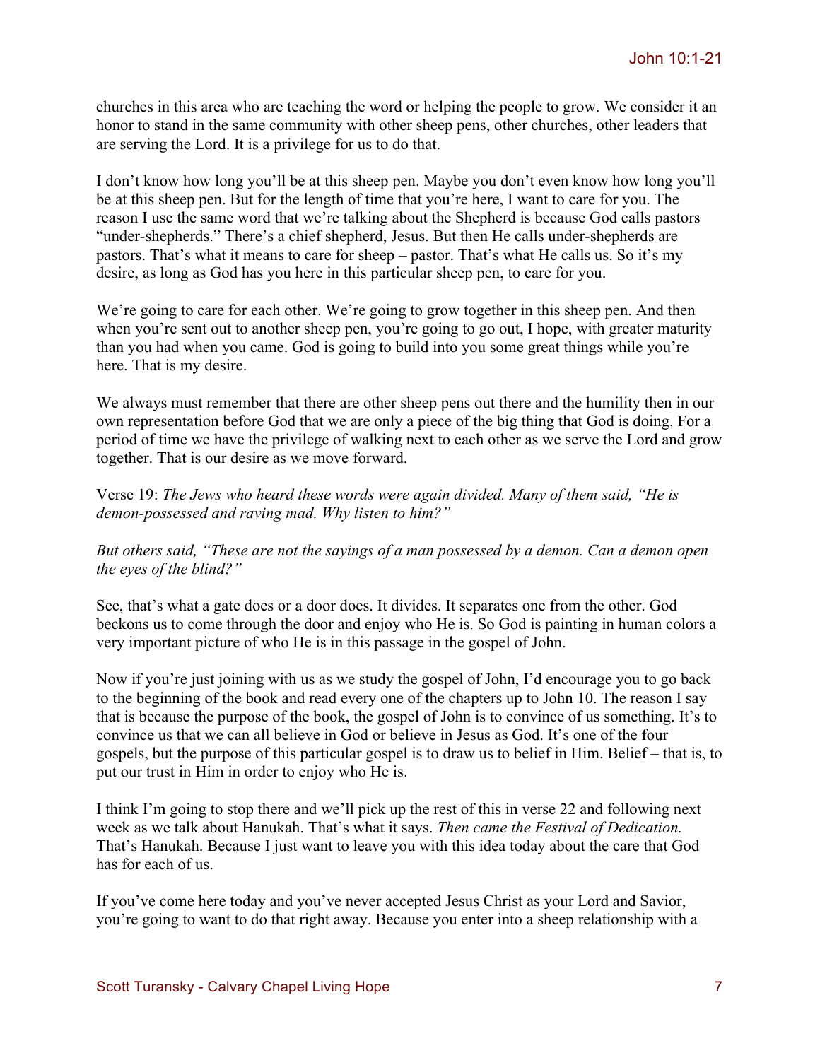churches in this area who are teaching the word or helping the people to grow. We consider it an honor to stand in the same community with other sheep pens, other churches, other leaders that are serving the Lord. It is a privilege for us to do that.

I don't know how long you'll be at this sheep pen. Maybe you don't even know how long you'll be at this sheep pen. But for the length of time that you're here, I want to care for you. The reason I use the same word that we're talking about the Shepherd is because God calls pastors "under-shepherds." There's a chief shepherd, Jesus. But then He calls under-shepherds are pastors. That's what it means to care for sheep – pastor. That's what He calls us. So it's my desire, as long as God has you here in this particular sheep pen, to care for you.

We're going to care for each other. We're going to grow together in this sheep pen. And then when you're sent out to another sheep pen, you're going to go out, I hope, with greater maturity than you had when you came. God is going to build into you some great things while you're here. That is my desire.

We always must remember that there are other sheep pens out there and the humility then in our own representation before God that we are only a piece of the big thing that God is doing. For a period of time we have the privilege of walking next to each other as we serve the Lord and grow together. That is our desire as we move forward.

Verse 19: *The Jews who heard these words were again divided. Many of them said, "He is demon-possessed and raving mad. Why listen to him?"*

*But others said, "These are not the sayings of a man possessed by a demon. Can a demon open the eyes of the blind?"*

See, that's what a gate does or a door does. It divides. It separates one from the other. God beckons us to come through the door and enjoy who He is. So God is painting in human colors a very important picture of who He is in this passage in the gospel of John.

Now if you're just joining with us as we study the gospel of John, I'd encourage you to go back to the beginning of the book and read every one of the chapters up to John 10. The reason I say that is because the purpose of the book, the gospel of John is to convince of us something. It's to convince us that we can all believe in God or believe in Jesus as God. It's one of the four gospels, but the purpose of this particular gospel is to draw us to belief in Him. Belief – that is, to put our trust in Him in order to enjoy who He is.

I think I'm going to stop there and we'll pick up the rest of this in verse 22 and following next week as we talk about Hanukah. That's what it says. *Then came the Festival of Dedication.* That's Hanukah. Because I just want to leave you with this idea today about the care that God has for each of us.

If you've come here today and you've never accepted Jesus Christ as your Lord and Savior, you're going to want to do that right away. Because you enter into a sheep relationship with a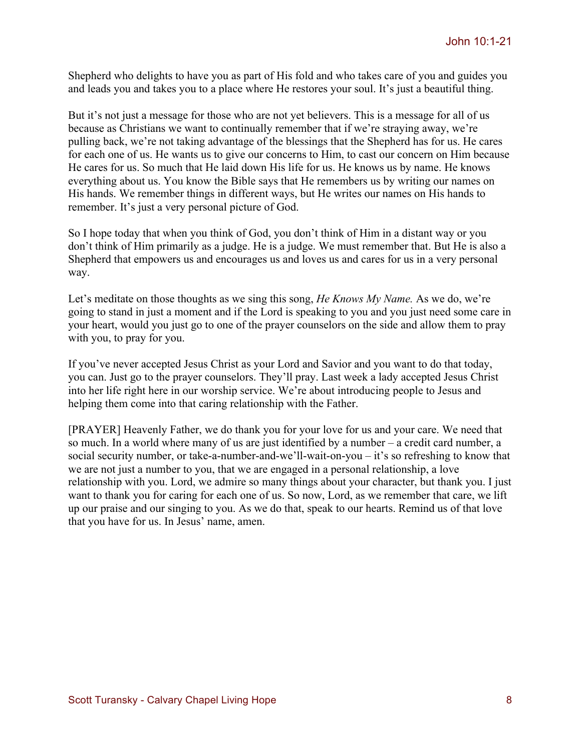Shepherd who delights to have you as part of His fold and who takes care of you and guides you and leads you and takes you to a place where He restores your soul. It's just a beautiful thing.

But it's not just a message for those who are not yet believers. This is a message for all of us because as Christians we want to continually remember that if we're straying away, we're pulling back, we're not taking advantage of the blessings that the Shepherd has for us. He cares for each one of us. He wants us to give our concerns to Him, to cast our concern on Him because He cares for us. So much that He laid down His life for us. He knows us by name. He knows everything about us. You know the Bible says that He remembers us by writing our names on His hands. We remember things in different ways, but He writes our names on His hands to remember. It's just a very personal picture of God.

So I hope today that when you think of God, you don't think of Him in a distant way or you don't think of Him primarily as a judge. He is a judge. We must remember that. But He is also a Shepherd that empowers us and encourages us and loves us and cares for us in a very personal way.

Let's meditate on those thoughts as we sing this song, *He Knows My Name.* As we do, we're going to stand in just a moment and if the Lord is speaking to you and you just need some care in your heart, would you just go to one of the prayer counselors on the side and allow them to pray with you, to pray for you.

If you've never accepted Jesus Christ as your Lord and Savior and you want to do that today, you can. Just go to the prayer counselors. They'll pray. Last week a lady accepted Jesus Christ into her life right here in our worship service. We're about introducing people to Jesus and helping them come into that caring relationship with the Father.

[PRAYER] Heavenly Father, we do thank you for your love for us and your care. We need that so much. In a world where many of us are just identified by a number – a credit card number, a social security number, or take-a-number-and-we'll-wait-on-you – it's so refreshing to know that we are not just a number to you, that we are engaged in a personal relationship, a love relationship with you. Lord, we admire so many things about your character, but thank you. I just want to thank you for caring for each one of us. So now, Lord, as we remember that care, we lift up our praise and our singing to you. As we do that, speak to our hearts. Remind us of that love that you have for us. In Jesus' name, amen.